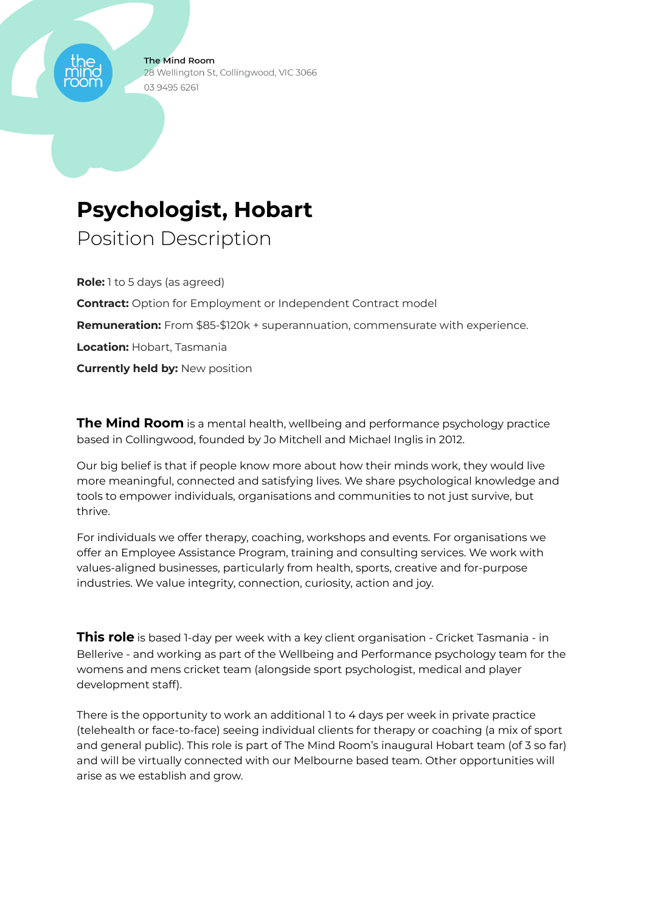The Mind Room
28 Wellington St, Collingwood, VIC 3066
03 9495 6261

# Psychologist, Hobart

## Position Description

**Role:** 1 to 5 days (as agreed)

**Contract:** Option for Employment or Independent Contract model

**Remuneration:** From $85-$120k + superannuation, commensurate with experience.

**Location:** Hobart, Tasmania

**Currently held by:** New position

**The Mind Room** is a mental health, wellbeing and performance psychology practice based in Collingwood, founded by Jo Mitchell and Michael Inglis in 2012.

Our big belief is that if people know more about how their minds work, they would live more meaningful, connected and satisfying lives. We share psychological knowledge and tools to empower individuals, organisations and communities to not just survive, but thrive.

For individuals we offer therapy, coaching, workshops and events. For organisations we offer an Employee Assistance Program, training and consulting services. We work with values-aligned businesses, particularly from health, sports, creative and for-purpose industries. We value integrity, connection, curiosity, action and joy.

**This role** is based 1-day per week with a key client organisation - Cricket Tasmania - in Bellerive - and working as part of the Wellbeing and Performance psychology team for the womens and mens cricket team (alongside sport psychologist, medical and player development staff).

There is the opportunity to work an additional 1 to 4 days per week in private practice (telehealth or face-to-face) seeing individual clients for therapy or coaching (a mix of sport and general public). This role is part of The Mind Room's inaugural Hobart team (of 3 so far) and will be virtually connected with our Melbourne based team. Other opportunities will arise as we establish and grow.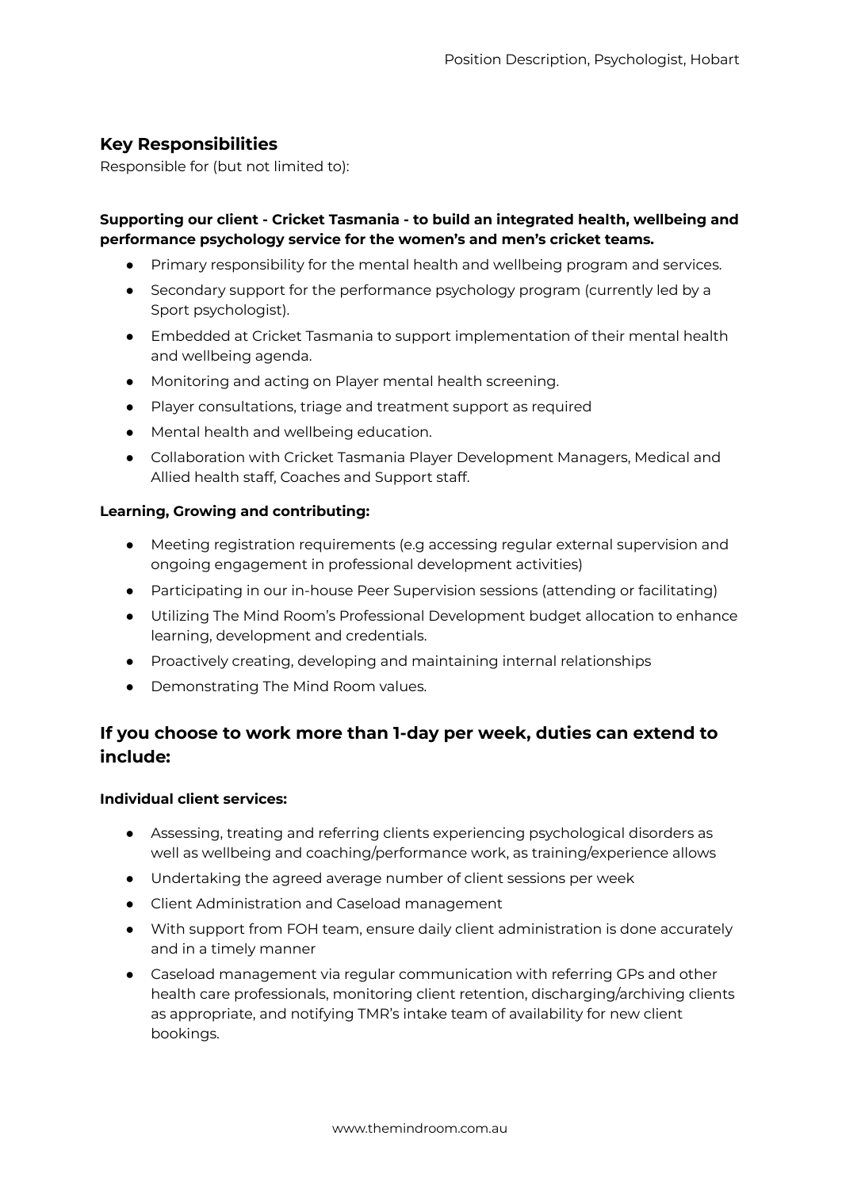## Key Responsibilities

Responsible for (but not limited to):

**Supporting our client - Cricket Tasmania - to build an integrated health, wellbeing and performance psychology service for the women's and men's cricket teams.**

- Primary responsibility for the mental health and wellbeing program and services.
- Secondary support for the performance psychology program (currently led by a Sport psychologist).
- Embedded at Cricket Tasmania to support implementation of their mental health and wellbeing agenda.
- Monitoring and acting on Player mental health screening.
- Player consultations, triage and treatment support as required
- Mental health and wellbeing education.
- Collaboration with Cricket Tasmania Player Development Managers, Medical and Allied health staff, Coaches and Support staff.

**Learning, Growing and contributing:**

- Meeting registration requirements (e.g accessing regular external supervision and ongoing engagement in professional development activities)
- Participating in our in-house Peer Supervision sessions (attending or facilitating)
- Utilizing The Mind Room's Professional Development budget allocation to enhance learning, development and credentials.
- Proactively creating, developing and maintaining internal relationships
- Demonstrating The Mind Room values.

## If you choose to work more than 1-day per week, duties can extend to include:

**Individual client services:**

- Assessing, treating and referring clients experiencing psychological disorders as well as wellbeing and coaching/performance work, as training/experience allows
- Undertaking the agreed average number of client sessions per week
- Client Administration and Caseload management
- With support from FOH team, ensure daily client administration is done accurately and in a timely manner
- Caseload management via regular communication with referring GPs and other health care professionals, monitoring client retention, discharging/archiving clients as appropriate, and notifying TMR's intake team of availability for new client bookings.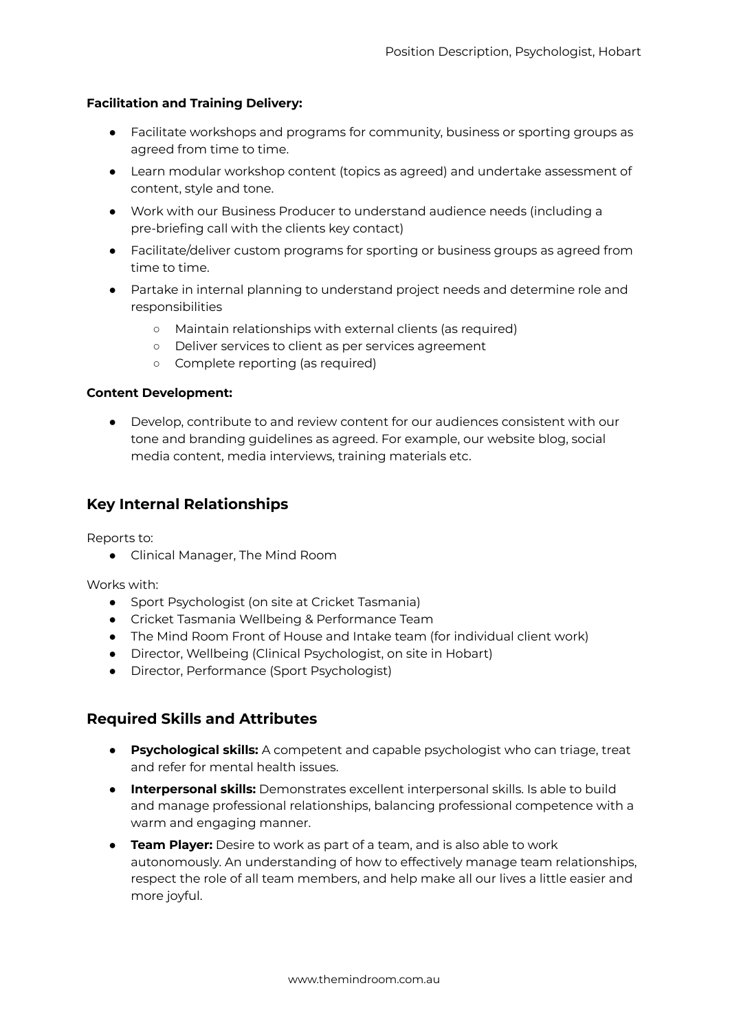**Facilitation and Training Delivery:**

- Facilitate workshops and programs for community, business or sporting groups as agreed from time to time.
- Learn modular workshop content (topics as agreed) and undertake assessment of content, style and tone.
- Work with our Business Producer to understand audience needs (including a pre-briefing call with the clients key contact)
- Facilitate/deliver custom programs for sporting or business groups as agreed from time to time.
- Partake in internal planning to understand project needs and determine role and responsibilities
    - Maintain relationships with external clients (as required)
    - Deliver services to client as per services agreement
    - Complete reporting (as required)

**Content Development:**

- Develop, contribute to and review content for our audiences consistent with our tone and branding guidelines as agreed. For example, our website blog, social media content, media interviews, training materials etc.

## Key Internal Relationships

Reports to:

- Clinical Manager, The Mind Room

Works with:

- Sport Psychologist (on site at Cricket Tasmania)
- Cricket Tasmania Wellbeing & Performance Team
- The Mind Room Front of House and Intake team (for individual client work)
- Director, Wellbeing (Clinical Psychologist, on site in Hobart)
- Director, Performance (Sport Psychologist)

## Required Skills and Attributes

- **Psychological skills:** A competent and capable psychologist who can triage, treat and refer for mental health issues.
- **Interpersonal skills:** Demonstrates excellent interpersonal skills. Is able to build and manage professional relationships, balancing professional competence with a warm and engaging manner.
- **Team Player:** Desire to work as part of a team, and is also able to work autonomously. An understanding of how to effectively manage team relationships, respect the role of all team members, and help make all our lives a little easier and more joyful.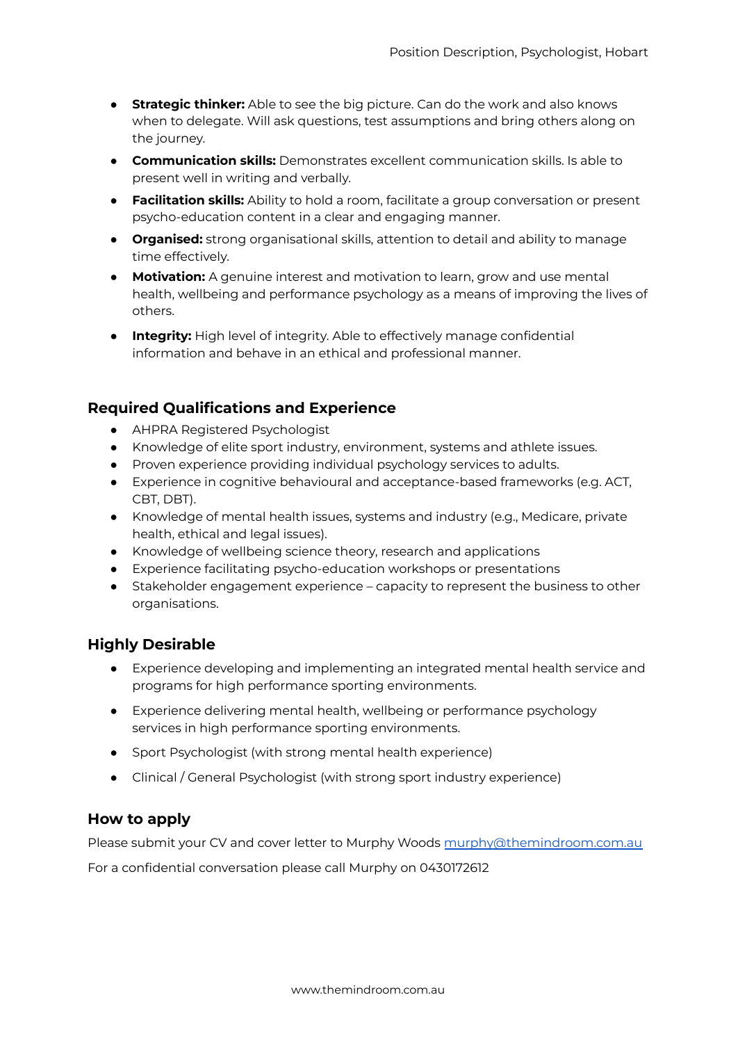- **Strategic thinker:** Able to see the big picture. Can do the work and also knows when to delegate. Will ask questions, test assumptions and bring others along on the journey.
- **Communication skills:** Demonstrates excellent communication skills. Is able to present well in writing and verbally.
- **Facilitation skills:** Ability to hold a room, facilitate a group conversation or present psycho-education content in a clear and engaging manner.
- **Organised:** strong organisational skills, attention to detail and ability to manage time effectively.
- **Motivation:** A genuine interest and motivation to learn, grow and use mental health, wellbeing and performance psychology as a means of improving the lives of others.
- **Integrity:** High level of integrity. Able to effectively manage confidential information and behave in an ethical and professional manner.

## Required Qualifications and Experience

- AHPRA Registered Psychologist
- Knowledge of elite sport industry, environment, systems and athlete issues.
- Proven experience providing individual psychology services to adults.
- Experience in cognitive behavioural and acceptance-based frameworks (e.g. ACT, CBT, DBT).
- Knowledge of mental health issues, systems and industry (e.g., Medicare, private health, ethical and legal issues).
- Knowledge of wellbeing science theory, research and applications
- Experience facilitating psycho-education workshops or presentations
- Stakeholder engagement experience – capacity to represent the business to other organisations.

## Highly Desirable

- Experience developing and implementing an integrated mental health service and programs for high performance sporting environments.
- Experience delivering mental health, wellbeing or performance psychology services in high performance sporting environments.
- Sport Psychologist (with strong mental health experience)
- Clinical / General Psychologist (with strong sport industry experience)

## How to apply

Please submit your CV and cover letter to Murphy Woods murphy@themindroom.com.au

For a confidential conversation please call Murphy on 0430172612